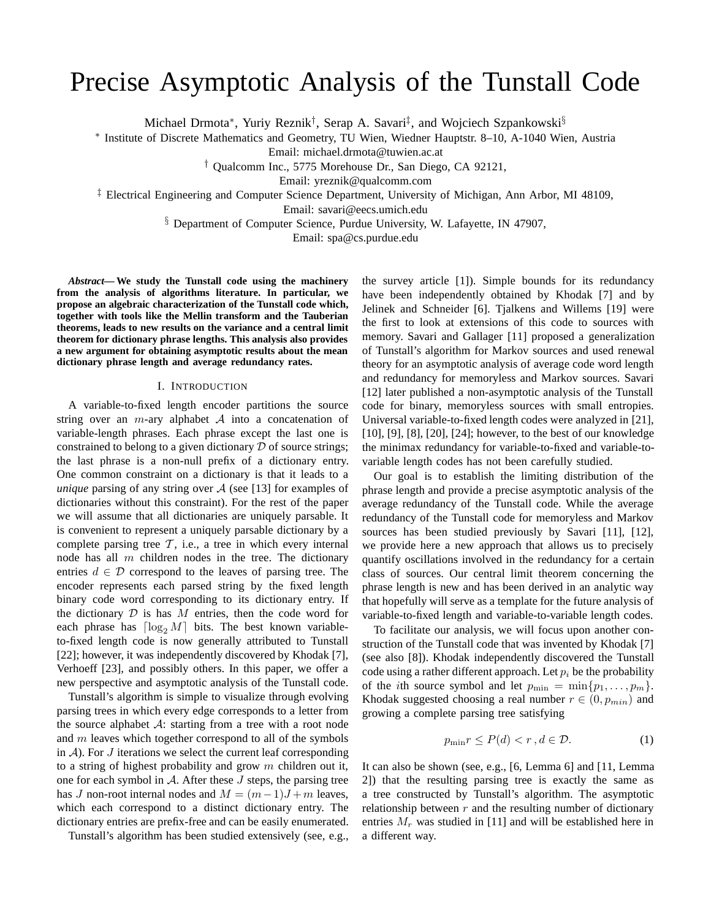# Precise Asymptotic Analysis of the Tunstall Code

Michael Drmota*, Yuriy Reznik†, Serap A. Savari‡, and Wojciech Szpankowski§

* Institute of Discrete Mathematics and Geometry, TU Wien, Wiedner Hauptstr. 8–10, A-1040 Wien, Austria
Email: michael.drmota@tuwien.ac.at

† Qualcomm Inc., 5775 Morehouse Dr., San Diego, CA 92121,
Email: yreznik@qualcomm.com

‡ Electrical Engineering and Computer Science Department, University of Michigan, Ann Arbor, MI 48109,
Email: savari@eecs.umich.edu

§ Department of Computer Science, Purdue University, W. Lafayette, IN 47907,
Email: spa@cs.purdue.edu

***Abstract*— We study the Tunstall code using the machinery from the analysis of algorithms literature. In particular, we propose an algebraic characterization of the Tunstall code which, together with tools like the Mellin transform and the Tauberian theorems, leads to new results on the variance and a central limit theorem for dictionary phrase lengths. This analysis also provides a new argument for obtaining asymptotic results about the mean dictionary phrase length and average redundancy rates.**

## I. Introduction

A variable-to-fixed length encoder partitions the source string over an $m$-ary alphabet $\mathcal{A}$ into a concatenation of variable-length phrases. Each phrase except the last one is constrained to belong to a given dictionary $\mathcal{D}$ of source strings; the last phrase is a non-null prefix of a dictionary entry. One common constraint on a dictionary is that it leads to a *unique* parsing of any string over $\mathcal{A}$ (see [13] for examples of dictionaries without this constraint). For the rest of the paper we will assume that all dictionaries are uniquely parsable. It is convenient to represent a uniquely parsable dictionary by a complete parsing tree $\mathcal{T}$, i.e., a tree in which every internal node has all $m$ children nodes in the tree. The dictionary entries $d \in \mathcal{D}$ correspond to the leaves of parsing tree. The encoder represents each parsed string by the fixed length binary code word corresponding to its dictionary entry. If the dictionary $\mathcal{D}$ is has $M$ entries, then the code word for each phrase has $\lceil \log_2 M \rceil$ bits. The best known variable-to-fixed length code is now generally attributed to Tunstall [22]; however, it was independently discovered by Khodak [7], Verhoeff [23], and possibly others. In this paper, we offer a new perspective and asymptotic analysis of the Tunstall code.

Tunstall's algorithm is simple to visualize through evolving parsing trees in which every edge corresponds to a letter from the source alphabet $\mathcal{A}$: starting from a tree with a root node and $m$ leaves which together correspond to all of the symbols in $\mathcal{A}$). For $J$ iterations we select the current leaf corresponding to a string of highest probability and grow $m$ children out it, one for each symbol in $\mathcal{A}$. After these $J$ steps, the parsing tree has $J$ non-root internal nodes and $M = (m-1)J + m$ leaves, which each correspond to a distinct dictionary entry. The dictionary entries are prefix-free and can be easily enumerated.

Tunstall's algorithm has been studied extensively (see, e.g., the survey article [1]). Simple bounds for its redundancy have been independently obtained by Khodak [7] and by Jelinek and Schneider [6]. Tjalkens and Willems [19] were the first to look at extensions of this code to sources with memory. Savari and Gallager [11] proposed a generalization of Tunstall's algorithm for Markov sources and used renewal theory for an asymptotic analysis of average code word length and redundancy for memoryless and Markov sources. Savari [12] later published a non-asymptotic analysis of the Tunstall code for binary, memoryless sources with small entropies. Universal variable-to-fixed length codes were analyzed in [21], [10], [9], [8], [20], [24]; however, to the best of our knowledge the minimax redundancy for variable-to-fixed and variable-to-variable length codes has not been carefully studied.

Our goal is to establish the limiting distribution of the phrase length and provide a precise asymptotic analysis of the average redundancy of the Tunstall code. While the average redundancy of the Tunstall code for memoryless and Markov sources has been studied previously by Savari [11], [12], we provide here a new approach that allows us to precisely quantify oscillations involved in the redundancy for a certain class of sources. Our central limit theorem concerning the phrase length is new and has been derived in an analytic way that hopefully will serve as a template for the future analysis of variable-to-fixed length and variable-to-variable length codes.

To facilitate our analysis, we will focus upon another construction of the Tunstall code that was invented by Khodak [7] (see also [8]). Khodak independently discovered the Tunstall code using a rather different approach. Let $p_i$ be the probability of the $i$th source symbol and let $p_{\min} = \min\{p_1, \ldots, p_m\}$. Khodak suggested choosing a real number $r \in (0, p_{min})$ and growing a complete parsing tree satisfying

$$p_{\min} r \le P(d) < r \, , d \in \mathcal{D}. \tag{1}$$

It can also be shown (see, e.g., [6, Lemma 6] and [11, Lemma 2]) that the resulting parsing tree is exactly the same as a tree constructed by Tunstall's algorithm. The asymptotic relationship between $r$ and the resulting number of dictionary entries $M_r$ was studied in [11] and will be established here in a different way.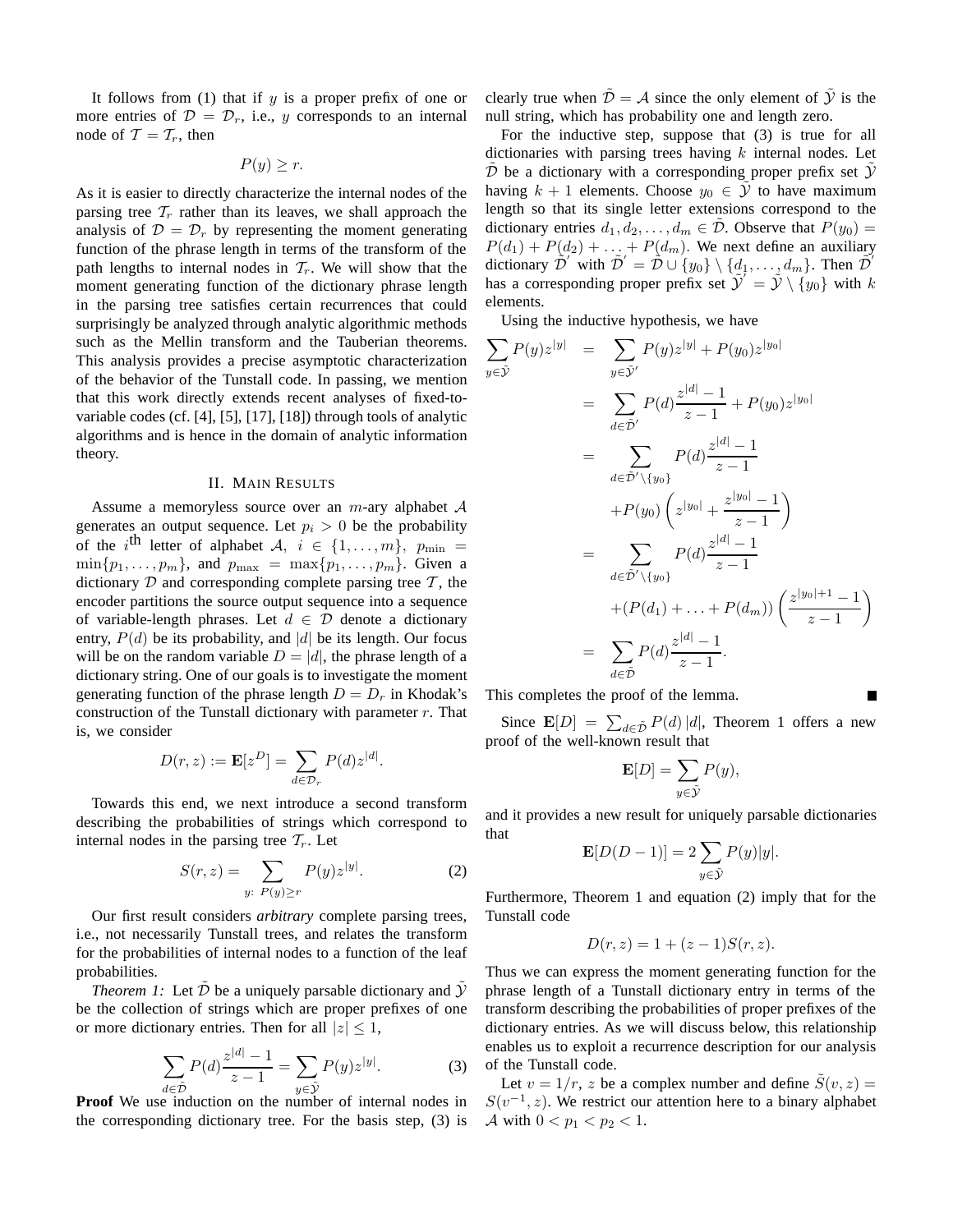It follows from (1) that if $y$ is a proper prefix of one or more entries of $\mathcal{D} = \mathcal{D}_r$, i.e., $y$ corresponds to an internal node of $\mathcal{T} = \mathcal{T}_r$, then

$$P(y) \geq r.$$

As it is easier to directly characterize the internal nodes of the parsing tree $\mathcal{T}_r$ rather than its leaves, we shall approach the analysis of $\mathcal{D} = \mathcal{D}_r$ by representing the moment generating function of the phrase length in terms of the transform of the path lengths to internal nodes in $\mathcal{T}_r$. We will show that the moment generating function of the dictionary phrase length in the parsing tree satisfies certain recurrences that could surprisingly be analyzed through analytic algorithmic methods such as the Mellin transform and the Tauberian theorems. This analysis provides a precise asymptotic characterization of the behavior of the Tunstall code. In passing, we mention that this work directly extends recent analyses of fixed-to-variable codes (cf. [4], [5], [17], [18]) through tools of analytic algorithms and is hence in the domain of analytic information theory.

## II. Main Results

Assume a memoryless source over an $m$-ary alphabet $\mathcal{A}$ generates an output sequence. Let $p_i > 0$ be the probability of the $i^{\text{th}}$ letter of alphabet $\mathcal{A}$, $i \in \{1, \ldots, m\}$, $p_{\min} = \min\{p_1, \ldots, p_m\}$, and $p_{\max} = \max\{p_1, \ldots, p_m\}$. Given a dictionary $\mathcal{D}$ and corresponding complete parsing tree $\mathcal{T}$, the encoder partitions the source output sequence into a sequence of variable-length phrases. Let $d \in \mathcal{D}$ denote a dictionary entry, $P(d)$ be its probability, and $|d|$ be its length. Our focus will be on the random variable $D = |d|$, the phrase length of a dictionary string. One of our goals is to investigate the moment generating function of the phrase length $D = D_r$ in Khodak's construction of the Tunstall dictionary with parameter $r$. That is, we consider

$$D(r, z) := \mathbf{E}[z^D] = \sum_{d \in \mathcal{D}_r} P(d) z^{|d|}.$$

Towards this end, we next introduce a second transform describing the probabilities of strings which correspond to internal nodes in the parsing tree $\mathcal{T}_r$. Let

$$S(r, z) = \sum_{y:\ P(y) \geq r} P(y) z^{|y|}. \tag{2}$$

Our first result considers *arbitrary* complete parsing trees, i.e., not necessarily Tunstall trees, and relates the transform for the probabilities of internal nodes to a function of the leaf probabilities.

*Theorem 1:* Let $\tilde{\mathcal{D}}$ be a uniquely parsable dictionary and $\tilde{\mathcal{Y}}$ be the collection of strings which are proper prefixes of one or more dictionary entries. Then for all $|z| \leq 1$,

$$\sum_{d \in \tilde{\mathcal{D}}} P(d) \frac{z^{|d|} - 1}{z - 1} = \sum_{y \in \tilde{\mathcal{Y}}} P(y) z^{|y|}. \tag{3}$$

**Proof** We use induction on the number of internal nodes in the corresponding dictionary tree. For the basis step, (3) is clearly true when $\tilde{\mathcal{D}} = \mathcal{A}$ since the only element of $\tilde{\mathcal{Y}}$ is the null string, which has probability one and length zero.

For the inductive step, suppose that (3) is true for all dictionaries with parsing trees having $k$ internal nodes. Let $\tilde{\mathcal{D}}$ be a dictionary with a corresponding proper prefix set $\tilde{\mathcal{Y}}$ having $k+1$ elements. Choose $y_0 \in \tilde{\mathcal{Y}}$ to have maximum length so that its single letter extensions correspond to the dictionary entries $d_1, d_2, \ldots, d_m \in \tilde{\mathcal{D}}$. Observe that $P(y_0) = P(d_1) + P(d_2) + \ldots + P(d_m)$. We next define an auxiliary dictionary $\tilde{\mathcal{D}}'$ with $\tilde{\mathcal{D}}' = \tilde{\mathcal{D}} \cup \{y_0\} \setminus \{d_1, \ldots, d_m\}$. Then $\tilde{\mathcal{D}}'$ has a corresponding proper prefix set $\tilde{\mathcal{Y}}' = \tilde{\mathcal{Y}} \setminus \{y_0\}$ with $k$ elements.

Using the inductive hypothesis, we have

$$\begin{aligned}
\sum_{y \in \tilde{\mathcal{Y}}} P(y) z^{|y|} &= \sum_{y \in \tilde{\mathcal{Y}}'} P(y) z^{|y|} + P(y_0) z^{|y_0|} \\
&= \sum_{d \in \tilde{\mathcal{D}}'} P(d) \frac{z^{|d|} - 1}{z - 1} + P(y_0) z^{|y_0|} \\
&= \sum_{d \in \tilde{\mathcal{D}}' \setminus \{y_0\}} P(d) \frac{z^{|d|} - 1}{z - 1} \\
&\quad + P(y_0) \left( z^{|y_0|} + \frac{z^{|y_0|} - 1}{z - 1} \right) \\
&= \sum_{d \in \tilde{\mathcal{D}}' \setminus \{y_0\}} P(d) \frac{z^{|d|} - 1}{z - 1} \\
&\quad + (P(d_1) + \ldots + P(d_m)) \left( \frac{z^{|y_0|+1} - 1}{z - 1} \right) \\
&= \sum_{d \in \tilde{\mathcal{D}}} P(d) \frac{z^{|d|} - 1}{z - 1}.
\end{aligned}$$

This completes the proof of the lemma. ■

Since $\mathbf{E}[D] = \sum_{d \in \tilde{\mathcal{D}}} P(d) \, |d|$, Theorem 1 offers a new proof of the well-known result that

$$\mathbf{E}[D] = \sum_{y \in \tilde{\mathcal{Y}}} P(y),$$

and it provides a new result for uniquely parsable dictionaries that

$$\mathbf{E}[D(D-1)] = 2 \sum_{y \in \tilde{\mathcal{Y}}} P(y) |y|.$$

Furthermore, Theorem 1 and equation (2) imply that for the Tunstall code

$$D(r, z) = 1 + (z - 1) S(r, z).$$

Thus we can express the moment generating function for the phrase length of a Tunstall dictionary entry in terms of the transform describing the probabilities of proper prefixes of the dictionary entries. As we will discuss below, this relationship enables us to exploit a recurrence description for our analysis of the Tunstall code.

Let $v = 1/r$, $z$ be a complex number and define $\tilde{S}(v, z) = S(v^{-1}, z)$. We restrict our attention here to a binary alphabet $\mathcal{A}$ with $0 < p_1 < p_2 < 1$.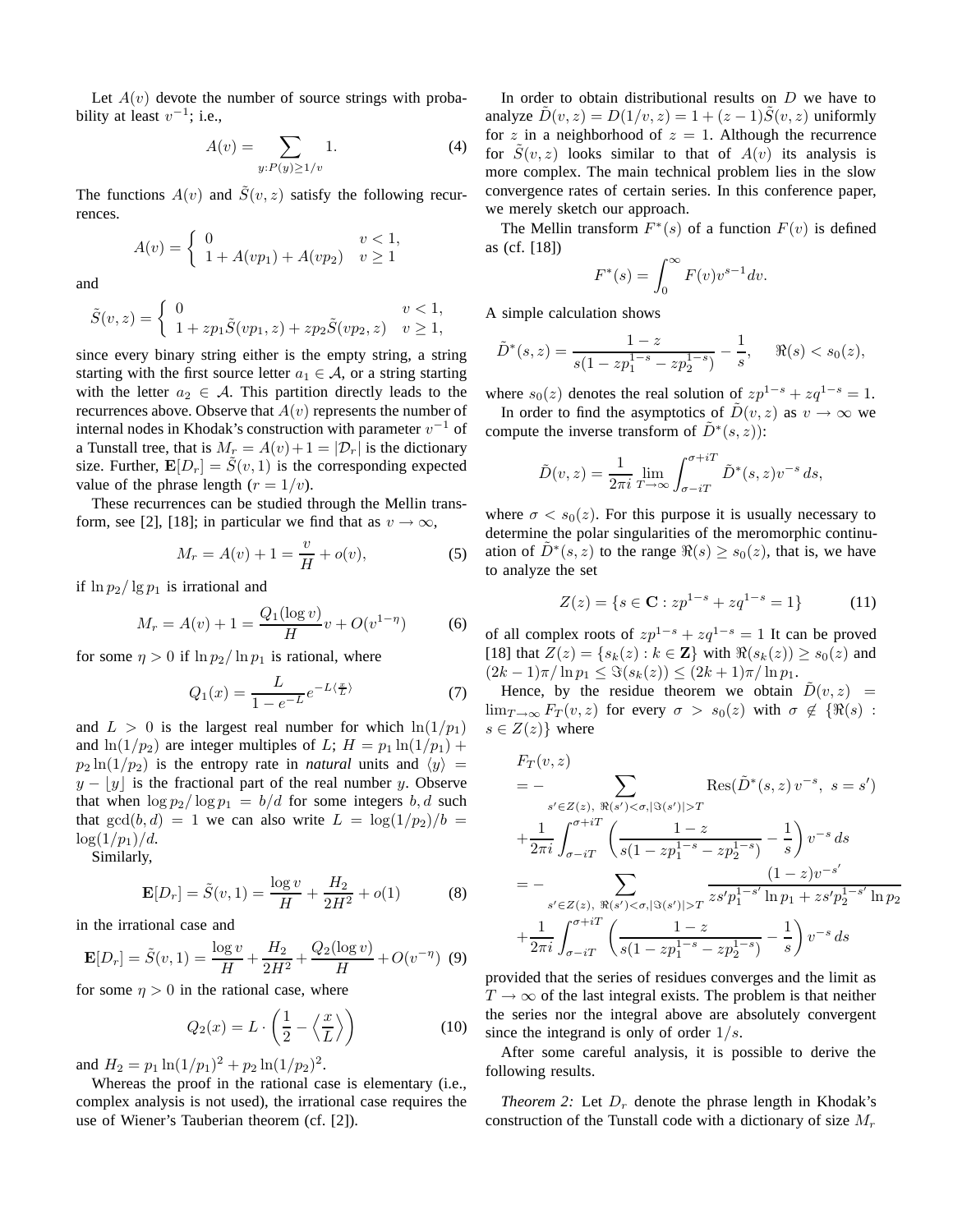Let $A(v)$ devote the number of source strings with probability at least $v^{-1}$; i.e.,

$$A(v) = \sum_{y: P(y) \geq 1/v} 1. \tag{4}$$

The functions $A(v)$ and $\tilde{S}(v,z)$ satisfy the following recurrences.

$$A(v) = \begin{cases} 0 & v < 1, \\ 1 + A(vp_1) + A(vp_2) & v \geq 1 \end{cases}$$

and

$$\tilde{S}(v,z) = \begin{cases} 0 & v < 1, \\ 1 + zp_1\tilde{S}(vp_1, z) + zp_2\tilde{S}(vp_2, z) & v \geq 1, \end{cases}$$

since every binary string either is the empty string, a string starting with the first source letter $a_1 \in \mathcal{A}$, or a string starting with the letter $a_2 \in \mathcal{A}$. This partition directly leads to the recurrences above. Observe that $A(v)$ represents the number of internal nodes in Khodak's construction with parameter $v^{-1}$ of a Tunstall tree, that is $M_r = A(v) + 1 = |\mathcal{D}_r|$ is the dictionary size. Further, $\mathbf{E}[D_r] = \tilde{S}(v,1)$ is the corresponding expected value of the phrase length ($r = 1/v$).

These recurrences can be studied through the Mellin transform, see [2], [18]; in particular we find that as $v \to \infty$,

$$M_r = A(v) + 1 = \frac{v}{H} + o(v), \tag{5}$$

if $\ln p_2 / \lg p_1$ is irrational and

$$M_r = A(v) + 1 = \frac{Q_1(\log v)}{H} v + O(v^{1-\eta}) \tag{6}$$

for some $\eta > 0$ if $\ln p_2 / \ln p_1$ is rational, where

$$Q_1(x) = \frac{L}{1 - e^{-L}} e^{-L\langle \frac{x}{L} \rangle} \tag{7}$$

and $L > 0$ is the largest real number for which $\ln(1/p_1)$ and $\ln(1/p_2)$ are integer multiples of $L$; $H = p_1 \ln(1/p_1) + p_2 \ln(1/p_2)$ is the entropy rate in *natural* units and $\langle y \rangle = y - \lfloor y \rfloor$ is the fractional part of the real number $y$. Observe that when $\log p_2 / \log p_1 = b/d$ for some integers $b, d$ such that $\gcd(b,d) = 1$ we can also write $L = \log(1/p_2)/b = \log(1/p_1)/d$.

Similarly,

$$\mathbf{E}[D_r] = \tilde{S}(v,1) = \frac{\log v}{H} + \frac{H_2}{2H^2} + o(1) \tag{8}$$

in the irrational case and

$$\mathbf{E}[D_r] = \tilde{S}(v,1) = \frac{\log v}{H} + \frac{H_2}{2H^2} + \frac{Q_2(\log v)}{H} + O(v^{-\eta}) \tag{9}$$

for some $\eta > 0$ in the rational case, where

$$Q_2(x) = L \cdot \left( \frac{1}{2} - \left\langle \frac{x}{L} \right\rangle \right) \tag{10}$$

and $H_2 = p_1 \ln(1/p_1)^2 + p_2 \ln(1/p_2)^2$.

Whereas the proof in the rational case is elementary (i.e., complex analysis is not used), the irrational case requires the use of Wiener's Tauberian theorem (cf. [2]).

In order to obtain distributional results on $D$ we have to analyze $\tilde{D}(v,z) = D(1/v, z) = 1 + (z-1)\tilde{S}(v,z)$ uniformly for $z$ in a neighborhood of $z = 1$. Although the recurrence for $\tilde{S}(v,z)$ looks similar to that of $A(v)$ its analysis is more complex. The main technical problem lies in the slow convergence rates of certain series. In this conference paper, we merely sketch our approach.

The Mellin transform $F^*(s)$ of a function $F(v)$ is defined as (cf. [18])

$$F^*(s) = \int_0^\infty F(v) v^{s-1} dv.$$

A simple calculation shows

$$\tilde{D}^*(s,z) = \frac{1-z}{s(1 - zp_1^{1-s} - zp_2^{1-s})} - \frac{1}{s}, \quad \Re(s) < s_0(z),$$

where $s_0(z)$ denotes the real solution of $zp^{1-s} + zq^{1-s} = 1$.

In order to find the asymptotics of $\tilde{D}(v,z)$ as $v \to \infty$ we compute the inverse transform of $\tilde{D}^*(s,z)$):

$$\tilde{D}(v,z) = \frac{1}{2\pi i} \lim_{T \to \infty} \int_{\sigma - iT}^{\sigma + iT} \tilde{D}^*(s,z) v^{-s} \, ds,$$

where $\sigma < s_0(z)$. For this purpose it is usually necessary to determine the polar singularities of the meromorphic continuation of $\tilde{D}^*(s,z)$ to the range $\Re(s) \geq s_0(z)$, that is, we have to analyze the set

$$Z(z) = \{s \in \mathbf{C} : zp^{1-s} + zq^{1-s} = 1\} \tag{11}$$

of all complex roots of $zp^{1-s} + zq^{1-s} = 1$ It can be proved [18] that $Z(z) = \{s_k(z) : k \in \mathbf{Z}\}$ with $\Re(s_k(z)) \geq s_0(z)$ and $(2k-1)\pi / \ln p_1 \leq \Im(s_k(z)) \leq (2k+1)\pi / \ln p_1$.

Hence, by the residue theorem we obtain $\tilde{D}(v,z) = \lim_{T \to \infty} F_T(v,z)$ for every $\sigma > s_0(z)$ with $\sigma \notin \{\Re(s) : s \in Z(z)\}$ where

$$\begin{aligned}
&F_T(v,z) \\
&= - \sum_{s' \in Z(z),\ \Re(s') < \sigma, |\Im(s')| > T} \mathrm{Res}(\tilde{D}^*(s,z)\, v^{-s},\ s = s') \\
&+ \frac{1}{2\pi i} \int_{\sigma - iT}^{\sigma + iT} \left( \frac{1-z}{s(1 - zp_1^{1-s} - zp_2^{1-s})} - \frac{1}{s} \right) v^{-s} \, ds \\
&= - \sum_{s' \in Z(z),\ \Re(s') < \sigma, |\Im(s')| > T} \frac{(1-z)v^{-s'}}{zs'p_1^{1-s'} \ln p_1 + zs'p_2^{1-s'} \ln p_2} \\
&+ \frac{1}{2\pi i} \int_{\sigma - iT}^{\sigma + iT} \left( \frac{1-z}{s(1 - zp_1^{1-s} - zp_2^{1-s})} - \frac{1}{s} \right) v^{-s} \, ds
\end{aligned}$$

provided that the series of residues converges and the limit as $T \to \infty$ of the last integral exists. The problem is that neither the series nor the integral above are absolutely convergent since the integrand is only of order $1/s$.

After some careful analysis, it is possible to derive the following results.

*Theorem 2:* Let $D_r$ denote the phrase length in Khodak's construction of the Tunstall code with a dictionary of size $M_r$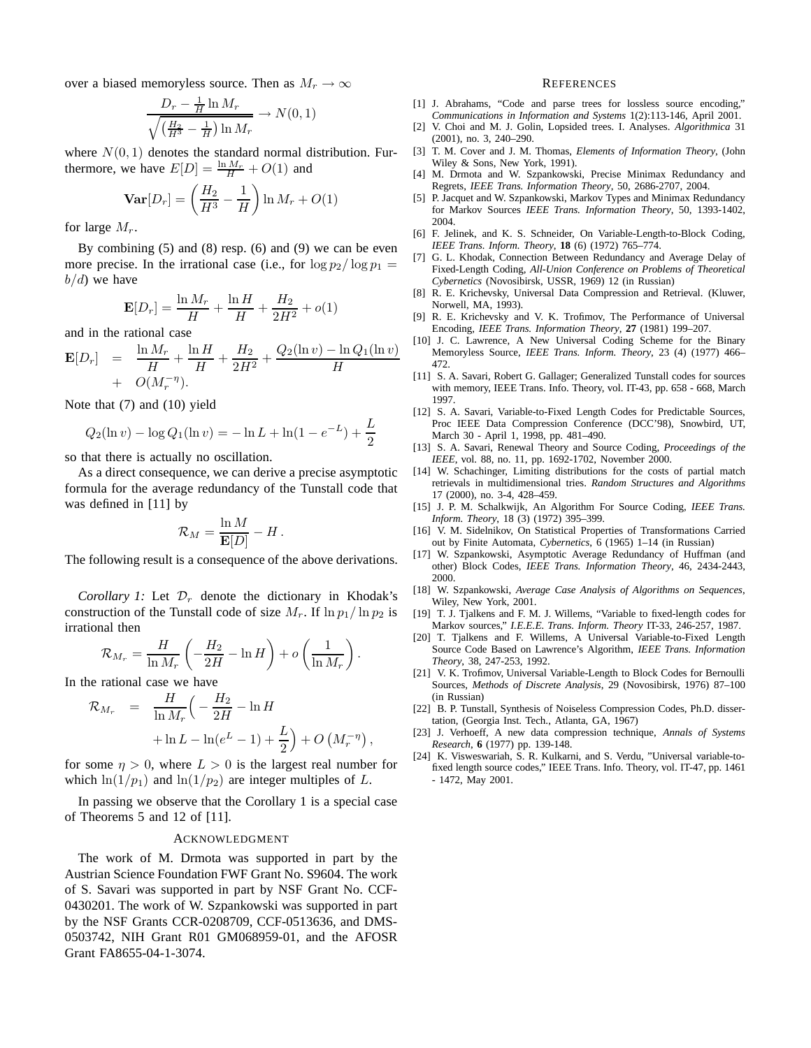over a biased memoryless source. Then as $M_r \to \infty$

$$\frac{D_r - \frac{1}{H}\ln M_r}{\sqrt{\left(\frac{H_2}{H^3} - \frac{1}{H}\right)\ln M_r}} \to N(0,1)$$

where $N(0,1)$ denotes the standard normal distribution. Furthermore, we have $E[D] = \frac{\ln M_r}{H} + O(1)$ and

$$\mathbf{Var}[D_r] = \left(\frac{H_2}{H^3} - \frac{1}{H}\right)\ln M_r + O(1)$$

for large $M_r$.

By combining (5) and (8) resp. (6) and (9) we can be even more precise. In the irrational case (i.e., for $\log p_2/\log p_1 = b/d$) we have

$$\mathbf{E}[D_r] = \frac{\ln M_r}{H} + \frac{\ln H}{H} + \frac{H_2}{2H^2} + o(1)$$

and in the rational case

$$\begin{aligned}\mathbf{E}[D_r] &= \frac{\ln M_r}{H} + \frac{\ln H}{H} + \frac{H_2}{2H^2} + \frac{Q_2(\ln v) - \ln Q_1(\ln v)}{H} \\ &+ O(M_r^{-\eta}).\end{aligned}$$

Note that (7) and (10) yield

$$Q_2(\ln v) - \log Q_1(\ln v) = -\ln L + \ln(1 - e^{-L}) + \frac{L}{2}$$

so that there is actually no oscillation.

As a direct consequence, we can derive a precise asymptotic formula for the average redundancy of the Tunstall code that was defined in [11] by

$$\mathcal{R}_M = \frac{\ln M}{\mathbf{E}[D]} - H\,.$$

The following result is a consequence of the above derivations.

*Corollary 1:* Let $\mathcal{D}_r$ denote the dictionary in Khodak's construction of the Tunstall code of size $M_r$. If $\ln p_1/\ln p_2$ is irrational then

$$\mathcal{R}_{M_r} = \frac{H}{\ln M_r}\left(-\frac{H_2}{2H} - \ln H\right) + o\left(\frac{1}{\ln M_r}\right).$$

In the rational case we have

$$\begin{aligned}\mathcal{R}_{M_r} &= \frac{H}{\ln M_r}\Big(-\frac{H_2}{2H} - \ln H \\ &\quad + \ln L - \ln(e^L - 1) + \frac{L}{2}\Big) + O\left(M_r^{-\eta}\right),\end{aligned}$$

for some $\eta > 0$, where $L > 0$ is the largest real number for which $\ln(1/p_1)$ and $\ln(1/p_2)$ are integer multiples of $L$.

In passing we observe that the Corollary 1 is a special case of Theorems 5 and 12 of [11].

## Acknowledgment

The work of M. Drmota was supported in part by the Austrian Science Foundation FWF Grant No. S9604. The work of S. Savari was supported in part by NSF Grant No. CCF-0430201. The work of W. Szpankowski was supported in part by the NSF Grants CCR-0208709, CCF-0513636, and DMS-0503742, NIH Grant R01 GM068959-01, and the AFOSR Grant FA8655-04-1-3074.

## References

[1] J. Abrahams, "Code and parse trees for lossless source encoding," *Communications in Information and Systems* 1(2):113-146, April 2001.

[2] V. Choi and M. J. Golin, Lopsided trees. I. Analyses. *Algorithmica* 31 (2001), no. 3, 240–290.

[3] T. M. Cover and J. M. Thomas, *Elements of Information Theory*, (John Wiley & Sons, New York, 1991).

[4] M. Drmota and W. Szpankowski, Precise Minimax Redundancy and Regrets, *IEEE Trans. Information Theory*, 50, 2686-2707, 2004.

[5] P. Jacquet and W. Szpankowski, Markov Types and Minimax Redundancy for Markov Sources *IEEE Trans. Information Theory*, 50, 1393-1402, 2004.

[6] F. Jelinek, and K. S. Schneider, On Variable-Length-to-Block Coding, *IEEE Trans. Inform. Theory*, **18** (6) (1972) 765–774.

[7] G. L. Khodak, Connection Between Redundancy and Average Delay of Fixed-Length Coding, *All-Union Conference on Problems of Theoretical Cybernetics* (Novosibirsk, USSR, 1969) 12 (in Russian)

[8] R. E. Krichevsky, Universal Data Compression and Retrieval. (Kluwer, Norwell, MA, 1993).

[9] R. E. Krichevsky and V. K. Trofimov, The Performance of Universal Encoding, *IEEE Trans. Information Theory*, **27** (1981) 199–207.

[10] J. C. Lawrence, A New Universal Coding Scheme for the Binary Memoryless Source, *IEEE Trans. Inform. Theory*, 23 (4) (1977) 466–472.

[11] S. A. Savari, Robert G. Gallager; Generalized Tunstall codes for sources with memory, IEEE Trans. Info. Theory, vol. IT-43, pp. 658 - 668, March 1997.

[12] S. A. Savari, Variable-to-Fixed Length Codes for Predictable Sources, Proc IEEE Data Compression Conference (DCC'98), Snowbird, UT, March 30 - April 1, 1998, pp. 481–490.

[13] S. A. Savari, Renewal Theory and Source Coding, *Proceedings of the IEEE*, vol. 88, no. 11, pp. 1692-1702, November 2000.

[14] W. Schachinger, Limiting distributions for the costs of partial match retrievals in multidimensional tries. *Random Structures and Algorithms* 17 (2000), no. 3-4, 428–459.

[15] J. P. M. Schalkwijk, An Algorithm For Source Coding, *IEEE Trans. Inform. Theory*, 18 (3) (1972) 395–399.

[16] V. M. Sidelnikov, On Statistical Properties of Transformations Carried out by Finite Automata, *Cybernetics*, 6 (1965) 1–14 (in Russian)

[17] W. Szpankowski, Asymptotic Average Redundancy of Huffman (and other) Block Codes, *IEEE Trans. Information Theory*, 46, 2434-2443, 2000.

[18] W. Szpankowski, *Average Case Analysis of Algorithms on Sequences*, Wiley, New York, 2001.

[19] T. J. Tjalkens and F. M. J. Willems, "Variable to fixed-length codes for Markov sources," *I.E.E.E. Trans. Inform. Theory* IT-33, 246-257, 1987.

[20] T. Tjalkens and F. Willems, A Universal Variable-to-Fixed Length Source Code Based on Lawrence's Algorithm, *IEEE Trans. Information Theory*, 38, 247-253, 1992.

[21] V. K. Trofimov, Universal Variable-Length to Block Codes for Bernoulli Sources, *Methods of Discrete Analysis*, 29 (Novosibirsk, 1976) 87–100 (in Russian)

[22] B. P. Tunstall, Synthesis of Noiseless Compression Codes, Ph.D. dissertation, (Georgia Inst. Tech., Atlanta, GA, 1967)

[23] J. Verhoeff, A new data compression technique, *Annals of Systems Research*, **6** (1977) pp. 139-148.

[24] K. Visweswariah, S. R. Kulkarni, and S. Verdu, "Universal variable-to-fixed length source codes," IEEE Trans. Info. Theory, vol. IT-47, pp. 1461 - 1472, May 2001.